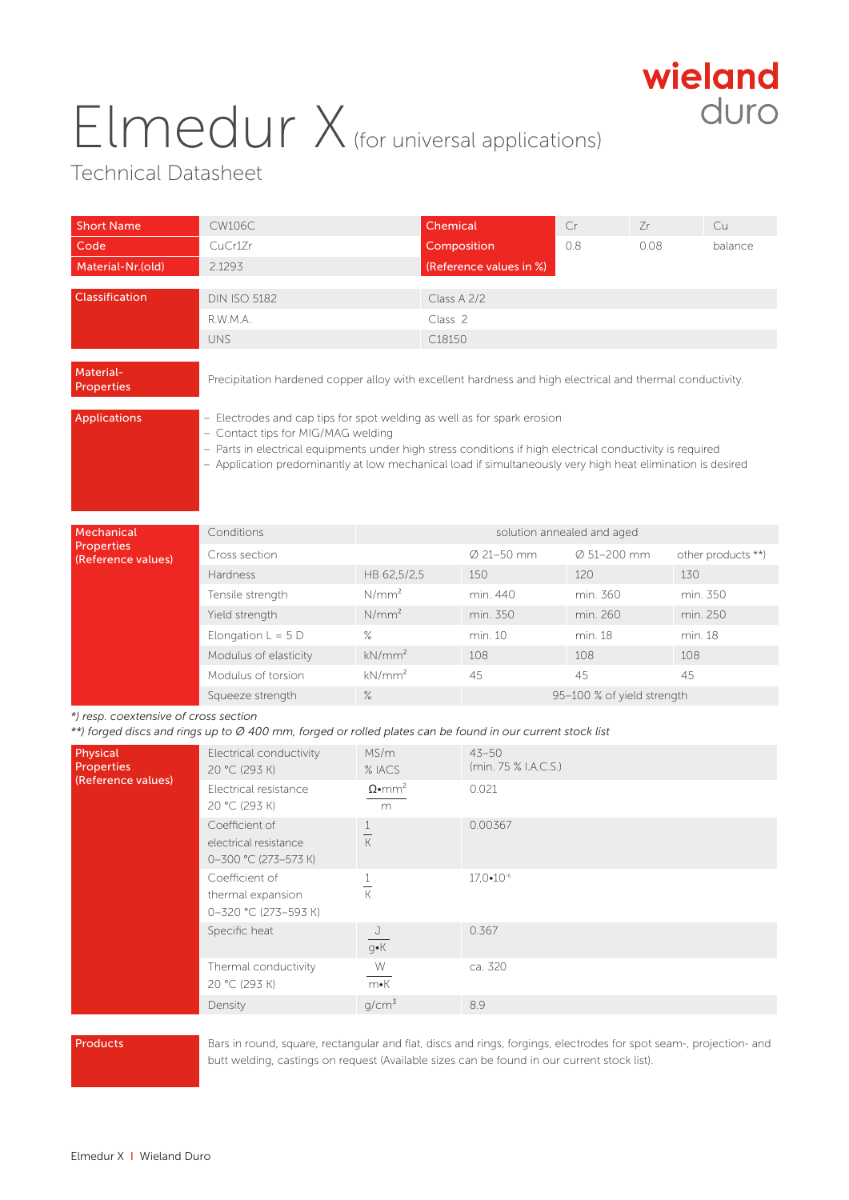wieland
duro

# Elmedur X (for universal applications)

Technical Datasheet

| Short Name | CW106C | Chemical | Cr | Zr | Cu |
|---|---|---|---|---|---|
| Code | CuCr1Zr | Composition | 0.8 | 0.08 | balance |
| Material-Nr.(old) | 2.1293 | (Reference values in %) | | | |

| Classification | | |
|---|---|---|
| | DIN ISO 5182 | Class A 2/2 |
| | R.W.M.A. | Class 2 |
| | UNS | C18150 |

**Material-Properties**

Precipitation hardened copper alloy with excellent hardness and high electrical and thermal conductivity.

**Applications**

- Electrodes and cap tips for spot welding as well as for spark erosion
- Contact tips for MIG/MAG welding
- Parts in electrical equipments under high stress conditions if high electrical conductivity is required
- Application predominantly at low mechanical load if simultaneously very high heat elimination is desired

**Mechanical Properties (Reference values)**

| Conditions | | solution annealed and aged | | |
|---|---|---|---|---|
| Cross section | | Ø 21–50 mm | Ø 51–200 mm | other products **) |
| Hardness | HB 62,5/2,5 | 150 | 120 | 130 |
| Tensile strength | $N/mm^2$ | min. 440 | min. 360 | min. 350 |
| Yield strength | $N/mm^2$ | min. 350 | min. 260 | min. 250 |
| Elongation L = 5 D | % | min. 10 | min. 18 | min. 18 |
| Modulus of elasticity | $kN/mm^2$ | 108 | 108 | 108 |
| Modulus of torsion | $kN/mm^2$ | 45 | 45 | 45 |
| Squeeze strength | % | 95–100 % of yield strength | | |

*\*) resp. coextensive of cross section*
*\*\*) forged discs and rings up to Ø 400 mm, forged or rolled plates can be found in our current stock list*

**Physical Properties (Reference values)**

| Property | Unit | Value |
|---|---|---|
| Electrical conductivity 20 °C (293 K) | MS/m<br>% IACS | 43–50<br>(min. 75 % I.A.C.S.) |
| Electrical resistance 20 °C (293 K) | $\frac{\Omega \cdot mm^2}{m}$ | 0.021 |
| Coefficient of electrical resistance 0–300 °C (273–573 K) | $\frac{1}{K}$ | 0.00367 |
| Coefficient of thermal expansion 0–320 °C (273–593 K) | $\frac{1}{K}$ | $17{,}0 \cdot 10^{-6}$ |
| Specific heat | $\frac{J}{g \cdot K}$ | 0.367 |
| Thermal conductivity 20 °C (293 K) | $\frac{W}{m \cdot K}$ | ca. 320 |
| Density | $g/cm^3$ | 8.9 |

**Products**

Bars in round, square, rectangular and flat, discs and rings, forgings, electrodes for spot seam-, projection- and butt welding, castings on request (Available sizes can be found in our current stock list).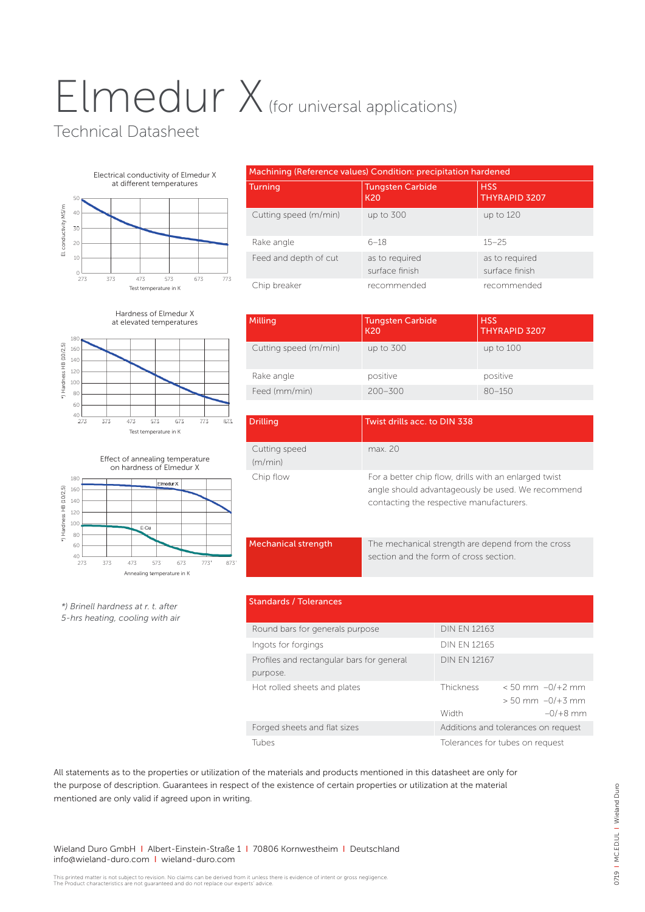# Elmedur X (for universal applications)

## Technical Datasheet

Electrical conductivity of Elmedur X
at different temperatures

El. conductivity MS/m

50
40
30
20
10
0

273 373 473 573 673 773

Test temperature in K

Hardness of Elmedur X
at elevated temperatures

*) Hardness HB (10/2,5)

180
160
140
120
100
80
60
40

273 373 473 573 673 773 873

Test temperature in K

Effect of annealing temperature
on hardness of Elmedur X

*) Hardness HB (10/2,5)

180
160
140
120
100
80
60
40

Elmedur X

E-Cu

273 373 473 573 673 773 873

Annealing temperature in K

*\*) Brinell hardness at r. t. after*
*5-hrs heating, cooling with air*

| Machining (Reference values) Condition: precipitation hardened | | |
|---|---|---|
| **Turning** | **Tungsten Carbide K20** | **HSS THYRAPID 3207** |
| Cutting speed (m/min) | up to 300 | up to 120 |
| Rake angle | 6–18 | 15–25 |
| Feed and depth of cut | as to required surface finish | as to required surface finish |
| Chip breaker | recommended | recommended |

| Milling | Tungsten Carbide K20 | HSS THYRAPID 3207 |
|---|---|---|
| Cutting speed (m/min) | up to 300 | up to 100 |
| Rake angle | positive | positive |
| Feed (mm/min) | 200–300 | 80–150 |

| Drilling | Twist drills acc. to DIN 338 |
|---|---|
| Cutting speed (m/min) | max. 20 |
| Chip flow | For a better chip flow, drills with an enlarged twist angle should advantageously be used. We recommend contacting the respective manufacturers. |

| Mechanical strength | The mechanical strength are depend from the cross section and the form of cross section. |
|---|---|

| Standards / Tolerances | | | |
|---|---|---|---|
| Round bars for generals purpose | DIN EN 12163 | | |
| Ingots for forgings | DIN EN 12165 | | |
| Profiles and rectangular bars for general purpose. | DIN EN 12167 | | |
| Hot rolled sheets and plates | Thickness | < 50 mm | −0/+2 mm |
| | | > 50 mm | −0/+3 mm |
| | Width | | −0/+8 mm |
| Forged sheets and flat sizes | Additions and tolerances on request | | |
| Tubes | Tolerances for tubes on request | | |

All statements as to the properties or utilization of the materials and products mentioned in this datasheet are only for the purpose of description. Guarantees in respect of the existence of certain properties or utilization at the material mentioned are only valid if agreed upon in writing.

Wieland Duro GmbH | Albert-Einstein-Straße 1 | 70806 Kornwestheim | Deutschland
info@wieland-duro.com | wieland-duro.com

This printed matter is not subject to revision. No claims can be derived from it unless there is evidence of intent or gross negligence.
The Product characteristics are not guaranteed and do not replace our experts' advice.

0719 | MC.EDUL | Wieland Duro